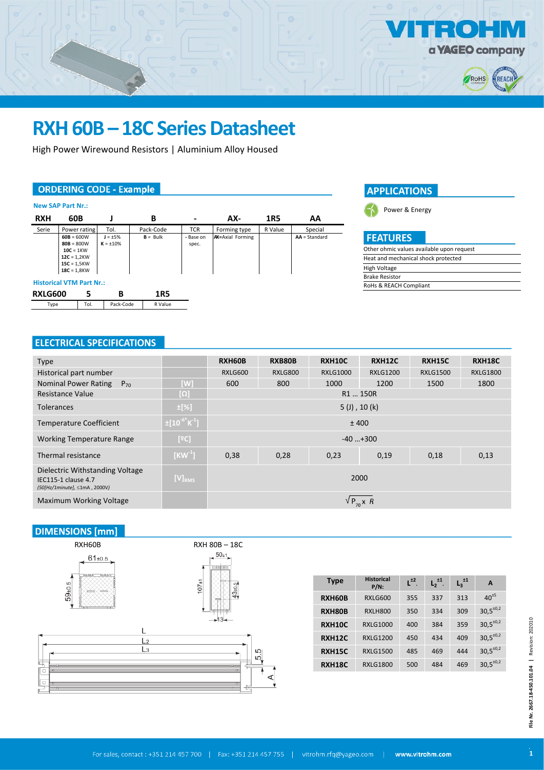# RXH 60B – 18C Series Datasheet

High Power Wirewound Resistors | Aluminium Alloy Housed

## ORDERING CODE - Example

**New SAP Part Nr.:**

| RXH | 60B | J | B | - | AX- | 1R5 | AA |
|---|---|---|---|---|---|---|---|
| Serie | Power rating | Tol. | Pack-Code | TCR | Forming type | R Value | Special |
| | **60B** = 600W<br>**80B** = 800W<br>**10C** = 1KW<br>**12C** = 1,2KW<br>**15C** = 1,5KW<br>**18C** = 1,8KW | **J** = ±5%<br>**K** = ±10% | **B** = Bulk | - Base on spec. | **AX**=Axial Forming | | **AA** = Standard |

**Historical VTM Part Nr.:**

| RXLG600 | 5 | B | 1R5 |
|---|---|---|---|
| Type | Tol. | Pack-Code | R Value |

## APPLICATIONS

Power & Energy

## FEATURES

- Other ohmic values available upon request
- Heat and mechanical shock protected
- High Voltage
- Brake Resistor
- RoHS & REACH Compliant

## ELECTRICAL SPECIFICATIONS

| Type | | RXH60B | RXB80B | RXH10C | RXH12C | RXH15C | RXH18C |
|---|---|---|---|---|---|---|---|
| Historical part number | | RXLG600 | RXLG800 | RXLG1000 | RXLG1200 | RXLG1500 | RXLG1800 |
| Nominal Power Rating $P_{70}$ | [W] | 600 | 800 | 1000 | 1200 | 1500 | 1800 |
| Resistance Value | [Ω] | R1 … 150R | | | | | |
| Tolerances | ±[%] | 5 (J) , 10 (k) | | | | | |
| Temperature Coefficient | $\pm[10^{-6*}K^{-1}]$ | ± 400 | | | | | |
| Working Temperature Range | [ºC] | -40 …+300 | | | | | |
| Thermal resistance | $[KW^{-1}]$ | 0,38 | 0,28 | 0,23 | 0,19 | 0,18 | 0,13 |
| Dielectric Withstanding Voltage IEC115-1 clause 4.7 *(50[Hz/1minute], ≤1mA , 2000V)* | $[V]_{RMS}$ | 2000 | | | | | |
| Maximum Working Voltage | | $\sqrt{P_{70} \times R}$ | | | | | |

## DIMENSIONS [mm]

RXH60B: 61±0.5, 59±0.5

RXH 80B – 18C: 50±1, 107±1, 43±0.5, 13

L, L2, L3, 5.5, A

| Type | Historical P/N: | $L^{\pm2}$ | $L_2^{\pm1}$ | $L_3^{\pm1}$ | A |
|---|---|---|---|---|---|
| RXH60B | RXLG600 | 355 | 337 | 313 | $40^{\pm5}$ |
| RXH80B | RXLH800 | 350 | 334 | 309 | $30{,}5^{\pm0,2}$ |
| RXH10C | RXLG1000 | 400 | 384 | 359 | $30{,}5^{\pm0,2}$ |
| RXH12C | RXLG1200 | 450 | 434 | 409 | $30{,}5^{\pm0,2}$ |
| RXH15C | RXLG1500 | 485 | 469 | 444 | $30{,}5^{\pm0,2}$ |
| RXH18C | RXLG1800 | 500 | 484 | 469 | $30{,}5^{\pm0,2}$ |

File Nr. 2667.18-450.101.04 | Revision: 202010

For sales, contact : +351 214 457 700 | Fax: +351 214 457 755 | vitrohm.rfq@yageo.com | www.vitrohm.com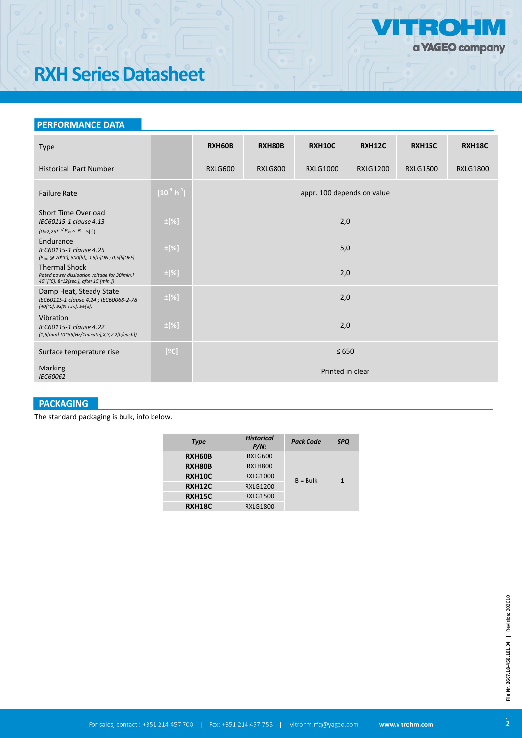# RXH Series Datasheet

## PERFORMANCE DATA

| Type | | RXH60B | RXH80B | RXH10C | RXH12C | RXH15C | RXH18C |
|---|---|---|---|---|---|---|---|
| Historical Part Number | | RXLG600 | RXLG800 | RXLG1000 | RXLG1200 | RXLG1500 | RXLG1800 |
| Failure Rate | $[10^{-9}\ h^{-1}]$ | appr. 100 depends on value | | | | | |
| Short Time Overload *IEC60115-1 clause 4.13* *($U=2{,}25*\sqrt{P_{70}\times R}$, 5[s])* | ±[%] | 2,0 | | | | | |
| Endurance *IEC60115-1 clause 4.25* *($P_{70}$ @ 70[°C], 500[h]), 1,5[h]ON ; 0,5[h]OFF)* | ±[%] | 5,0 | | | | | |
| Thermal Shock *Rated power dissipation voltage for 30[min.] $40^{-5}$[°C], 8~12[sec.], after 15 [min.])* | ±[%] | 2,0 | | | | | |
| Damp Heat, Steady State *IEC60115-1 clause 4.24 ; IEC60068-2-78* *(40[°C], 93[% r.h.], 56[d])* | ±[%] | 2,0 | | | | | |
| Vibration *IEC60115-1 clause 4.22* *(1,5[mm] 10~55[Hz/1minute],X,Y,Z 2[h/each])* | ±[%] | 2,0 | | | | | |
| Surface temperature rise | [ºC] | ≤ 650 | | | | | |
| Marking *IEC60062* | | Printed in clear | | | | | |

## PACKAGING

The standard packaging is bulk, info below.

| *Type* | *Historical P/N:* | *Pack Code* | *SPQ* |
|---|---|---|---|
| **RXH60B** | RXLG600 | B = Bulk | **1** |
| **RXH80B** | RXLH800 | | |
| **RXH10C** | RXLG1000 | | |
| **RXH12C** | RXLG1200 | | |
| **RXH15C** | RXLG1500 | | |
| **RXH18C** | RXLG1800 | | |

File Nr. 2667.18-450.101.04 | Revision: 202010

For sales, contact : +351 214 457 700 | Fax: +351 214 457 755 | vitrohm.rfq@yageo.com | www.vitrohm.com